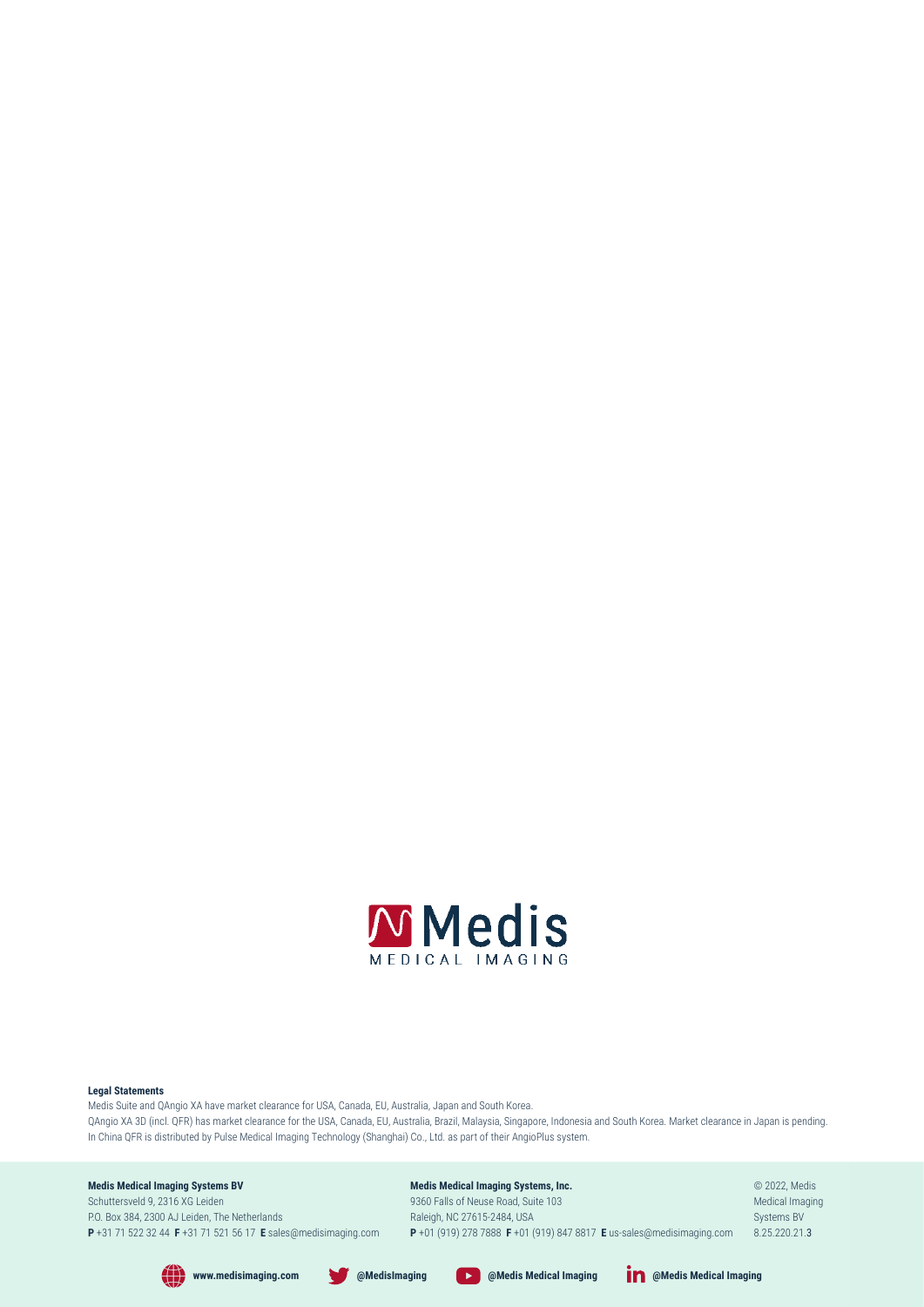Medis
MEDICAL IMAGING

**Legal Statements**

Medis Suite and QAngio XA have market clearance for USA, Canada, EU, Australia, Japan and South Korea.
QAngio XA 3D (incl. QFR) has market clearance for the USA, Canada, EU, Australia, Brazil, Malaysia, Singapore, Indonesia and South Korea. Market clearance in Japan is pending.
In China QFR is distributed by Pulse Medical Imaging Technology (Shanghai) Co., Ltd. as part of their AngioPlus system.

**Medis Medical Imaging Systems BV**
Schuttersveld 9, 2316 XG Leiden
P.O. Box 384, 2300 AJ Leiden, The Netherlands
**P** +31 71 522 32 44 **F** +31 71 521 56 17 **E** sales@medisimaging.com

**Medis Medical Imaging Systems, Inc.**
9360 Falls of Neuse Road, Suite 103
Raleigh, NC 27615-2484, USA
**P** +01 (919) 278 7888 **F** +01 (919) 847 8817 **E** us-sales@medisimaging.com

© 2022, Medis Medical Imaging Systems BV
8.25.220.21.3

**www.medisimaging.com** **@MedisImaging** **@Medis Medical Imaging** **@Medis Medical Imaging**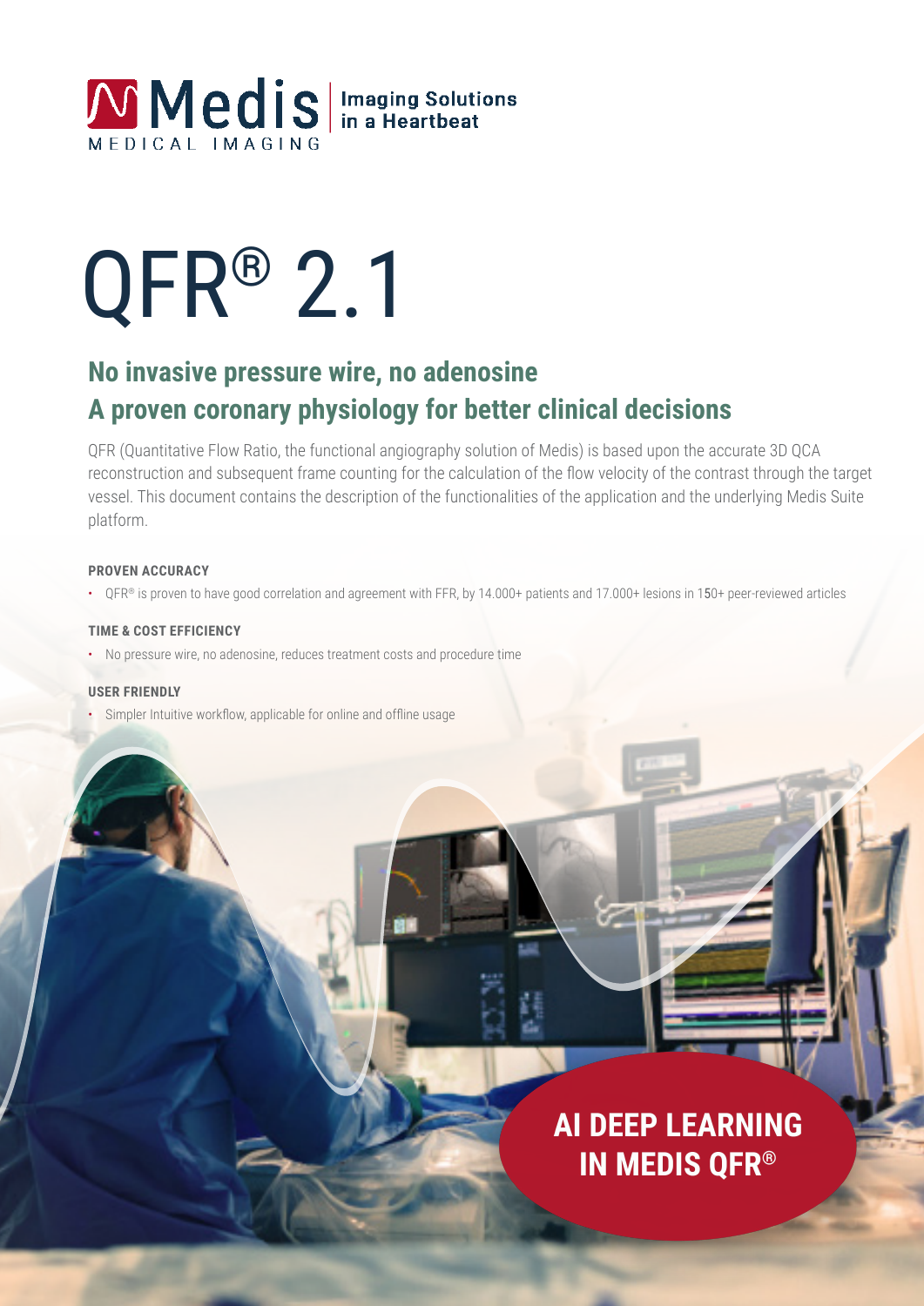Medis MEDICAL IMAGING | Imaging Solutions in a Heartbeat

# QFR® 2.1

## No invasive pressure wire, no adenosine
## A proven coronary physiology for better clinical decisions

QFR (Quantitative Flow Ratio, the functional angiography solution of Medis) is based upon the accurate 3D QCA reconstruction and subsequent frame counting for the calculation of the flow velocity of the contrast through the target vessel. This document contains the description of the functionalities of the application and the underlying Medis Suite platform.

**PROVEN ACCURACY**

- QFR® is proven to have good correlation and agreement with FFR, by 14.000+ patients and 17.000+ lesions in 150+ peer-reviewed articles

**TIME & COST EFFICIENCY**

- No pressure wire, no adenosine, reduces treatment costs and procedure time

**USER FRIENDLY**

- Simpler Intuitive workflow, applicable for online and offline usage

**AI DEEP LEARNING IN MEDIS QFR®**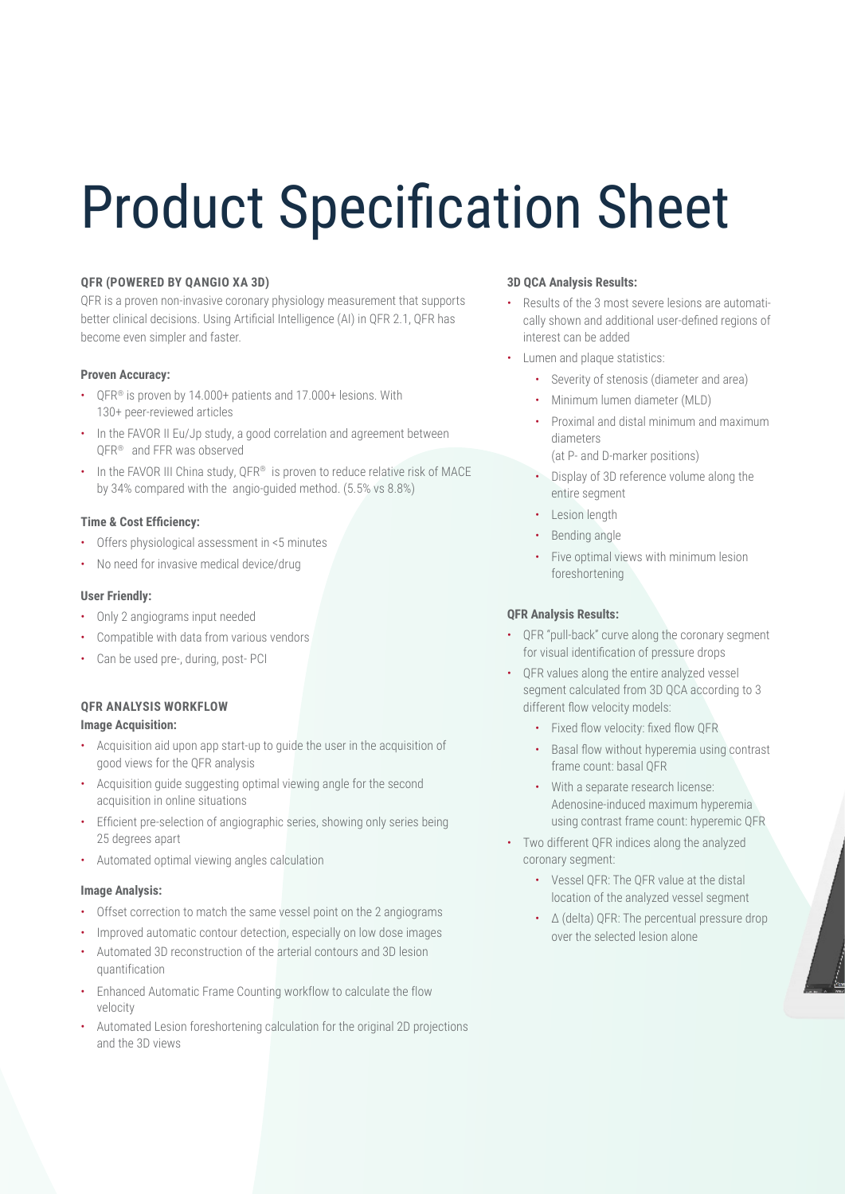# Product Specification Sheet

**QFR (POWERED BY QANGIO XA 3D)**

QFR is a proven non-invasive coronary physiology measurement that supports better clinical decisions. Using Artificial Intelligence (AI) in QFR 2.1, QFR has become even simpler and faster.

**Proven Accuracy:**

- QFR® is proven by 14.000+ patients and 17.000+ lesions. With 130+ peer-reviewed articles
- In the FAVOR II Eu/Jp study, a good correlation and agreement between QFR® and FFR was observed
- In the FAVOR III China study, QFR® is proven to reduce relative risk of MACE by 34% compared with the angio-guided method. (5.5% vs 8.8%)

**Time & Cost Efficiency:**

- Offers physiological assessment in <5 minutes
- No need for invasive medical device/drug

**User Friendly:**

- Only 2 angiograms input needed
- Compatible with data from various vendors
- Can be used pre-, during, post- PCI

**QFR ANALYSIS WORKFLOW**

**Image Acquisition:**

- Acquisition aid upon app start-up to guide the user in the acquisition of good views for the QFR analysis
- Acquisition guide suggesting optimal viewing angle for the second acquisition in online situations
- Efficient pre-selection of angiographic series, showing only series being 25 degrees apart
- Automated optimal viewing angles calculation

**Image Analysis:**

- Offset correction to match the same vessel point on the 2 angiograms
- Improved automatic contour detection, especially on low dose images
- Automated 3D reconstruction of the arterial contours and 3D lesion quantification
- Enhanced Automatic Frame Counting workflow to calculate the flow velocity
- Automated Lesion foreshortening calculation for the original 2D projections and the 3D views

**3D QCA Analysis Results:**

- Results of the 3 most severe lesions are automatically shown and additional user-defined regions of interest can be added
- Lumen and plaque statistics:
  - Severity of stenosis (diameter and area)
  - Minimum lumen diameter (MLD)
  - Proximal and distal minimum and maximum diameters (at P- and D-marker positions)
  - Display of 3D reference volume along the entire segment
  - Lesion length
  - Bending angle
  - Five optimal views with minimum lesion foreshortening

**QFR Analysis Results:**

- QFR "pull-back" curve along the coronary segment for visual identification of pressure drops
- QFR values along the entire analyzed vessel segment calculated from 3D QCA according to 3 different flow velocity models:
  - Fixed flow velocity: fixed flow QFR
  - Basal flow without hyperemia using contrast frame count: basal QFR
  - With a separate research license: Adenosine-induced maximum hyperemia using contrast frame count: hyperemic QFR
- Two different QFR indices along the analyzed coronary segment:
  - Vessel QFR: The QFR value at the distal location of the analyzed vessel segment
  - Δ (delta) QFR: The percentual pressure drop over the selected lesion alone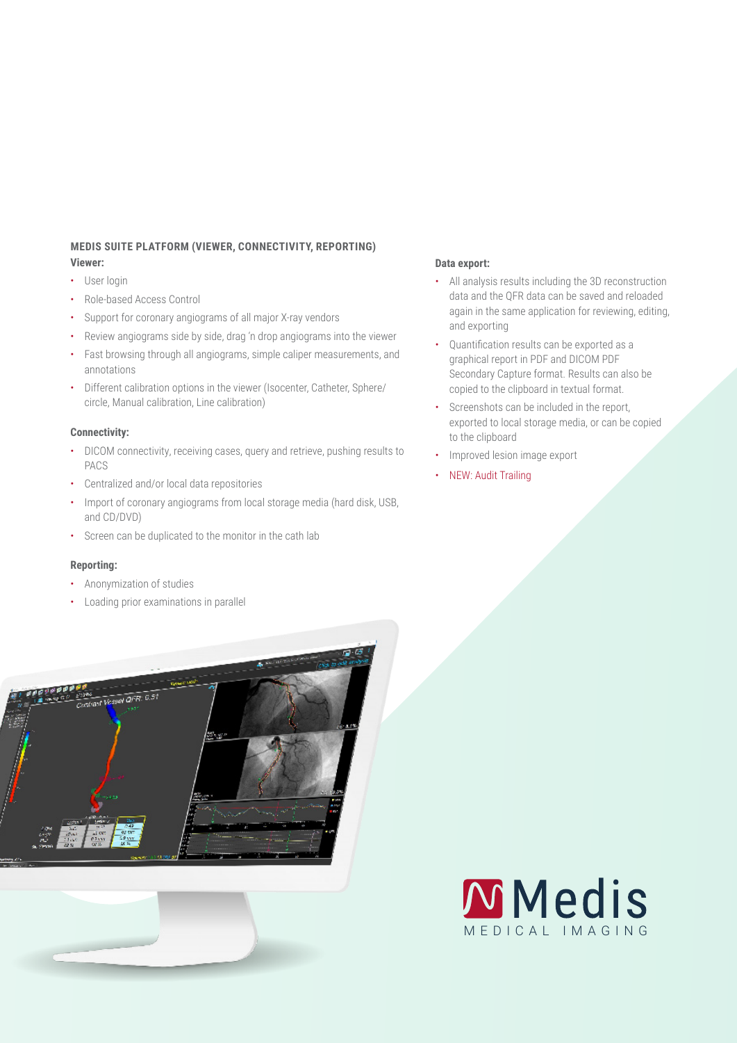## MEDIS SUITE PLATFORM (VIEWER, CONNECTIVITY, REPORTING)

### Viewer:

- User login
- Role-based Access Control
- Support for coronary angiograms of all major X-ray vendors
- Review angiograms side by side, drag 'n drop angiograms into the viewer
- Fast browsing through all angiograms, simple caliper measurements, and annotations
- Different calibration options in the viewer (Isocenter, Catheter, Sphere/circle, Manual calibration, Line calibration)

### Connectivity:

- DICOM connectivity, receiving cases, query and retrieve, pushing results to PACS
- Centralized and/or local data repositories
- Import of coronary angiograms from local storage media (hard disk, USB, and CD/DVD)
- Screen can be duplicated to the monitor in the cath lab

### Reporting:

- Anonymization of studies
- Loading prior examinations in parallel

### Data export:

- All analysis results including the 3D reconstruction data and the QFR data can be saved and reloaded again in the same application for reviewing, editing, and exporting
- Quantification results can be exported as a graphical report in PDF and DICOM PDF Secondary Capture format. Results can also be copied to the clipboard in textual format.
- Screenshots can be included in the report, exported to local storage media, or can be copied to the clipboard
- Improved lesion image export
- NEW: Audit Trailing

Medis
MEDICAL IMAGING